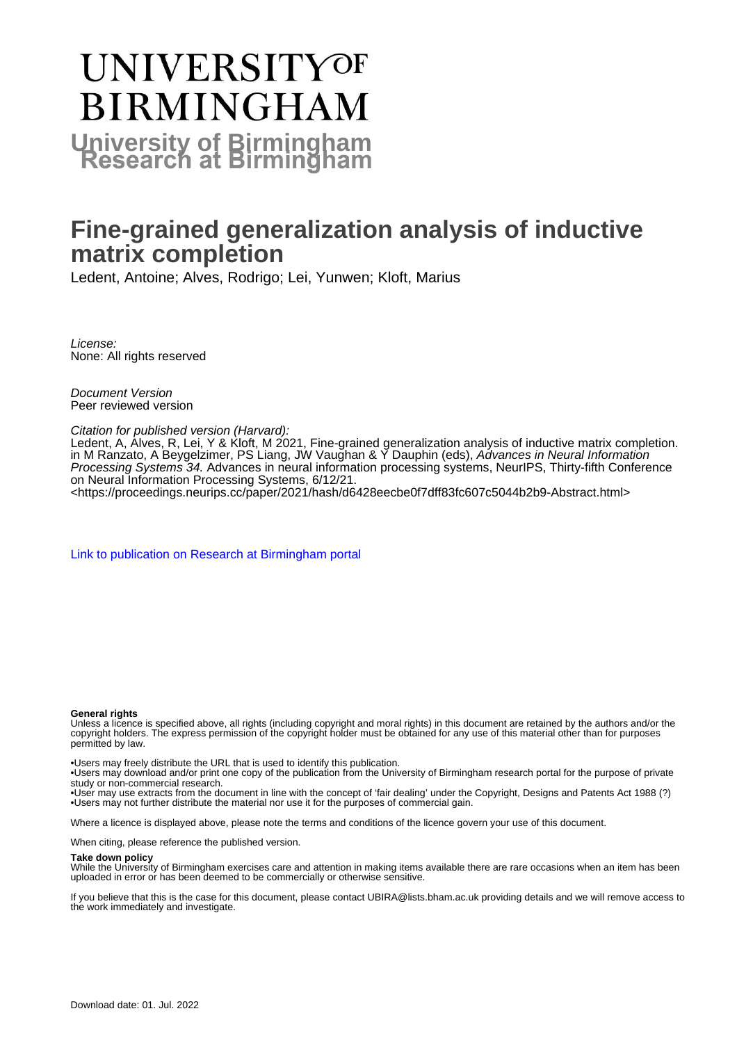# UNIVERSITY OF BIRMINGHAM

**University of Birmingham Research at Birmingham**

# Fine-grained generalization analysis of inductive matrix completion

Ledent, Antoine; Alves, Rodrigo; Lei, Yunwen; Kloft, Marius

*License:*
None: All rights reserved

*Document Version*
Peer reviewed version

*Citation for published version (Harvard):*
Ledent, A, Alves, R, Lei, Y & Kloft, M 2021, Fine-grained generalization analysis of inductive matrix completion. in M Ranzato, A Beygelzimer, PS Liang, JW Vaughan & Y Dauphin (eds), *Advances in Neural Information Processing Systems 34.* Advances in neural information processing systems, NeurIPS, Thirty-fifth Conference on Neural Information Processing Systems, 6/12/21.
<https://proceedings.neurips.cc/paper/2021/hash/d6428eecbe0f7dff83fc607c5044b2b9-Abstract.html>

Link to publication on Research at Birmingham portal

**General rights**

Unless a licence is specified above, all rights (including copyright and moral rights) in this document are retained by the authors and/or the copyright holders. The express permission of the copyright holder must be obtained for any use of this material other than for purposes permitted by law.

•Users may freely distribute the URL that is used to identify this publication.
•Users may download and/or print one copy of the publication from the University of Birmingham research portal for the purpose of private study or non-commercial research.
•User may use extracts from the document in line with the concept of 'fair dealing' under the Copyright, Designs and Patents Act 1988 (?)
•Users may not further distribute the material nor use it for the purposes of commercial gain.

Where a licence is displayed above, please note the terms and conditions of the licence govern your use of this document.

When citing, please reference the published version.

**Take down policy**

While the University of Birmingham exercises care and attention in making items available there are rare occasions when an item has been uploaded in error or has been deemed to be commercially or otherwise sensitive.

If you believe that this is the case for this document, please contact UBIRA@lists.bham.ac.uk providing details and we will remove access to the work immediately and investigate.

Download date: 01. Jul. 2022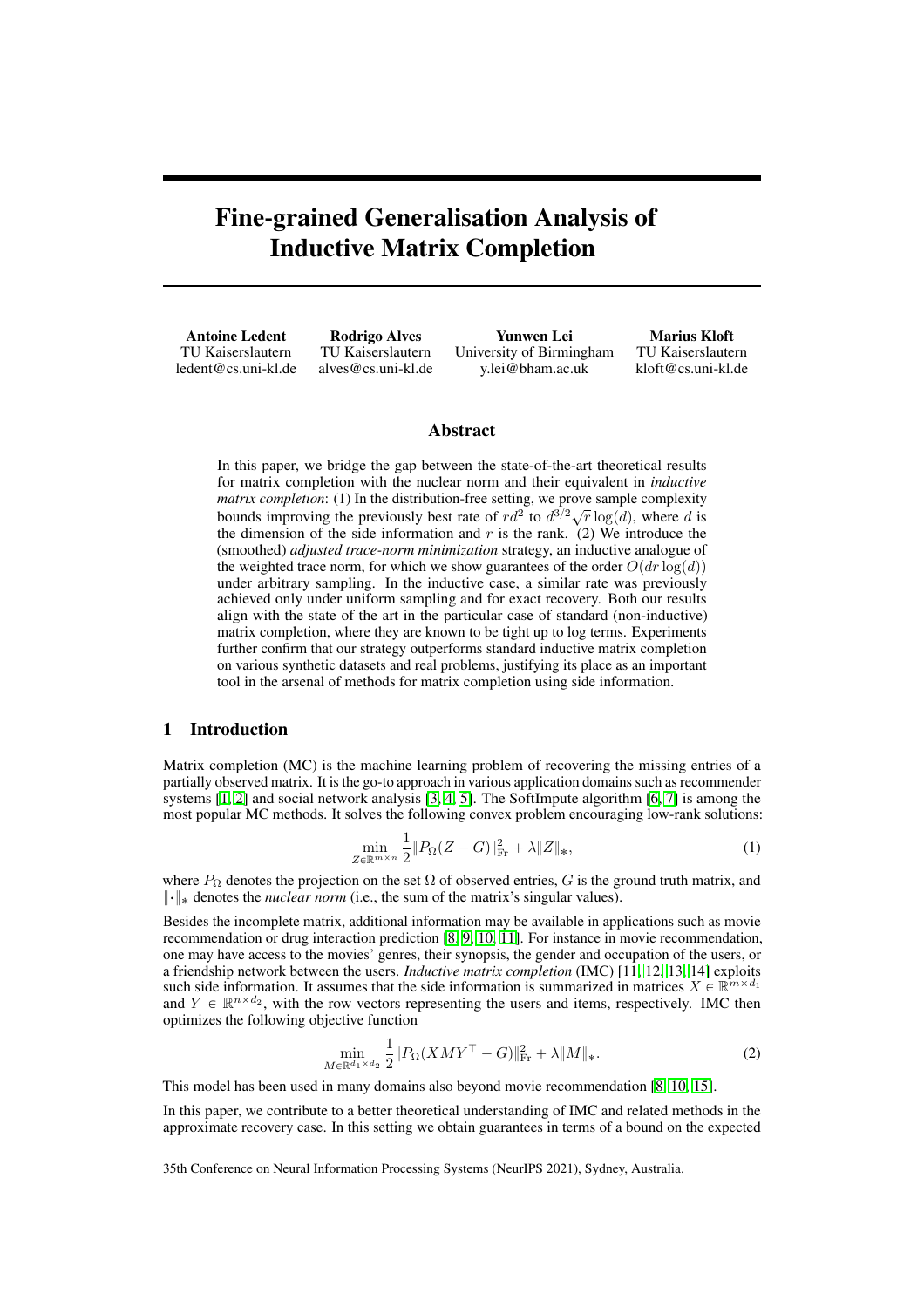# Fine-grained Generalisation Analysis of Inductive Matrix Completion

**Antoine Ledent**
TU Kaiserslautern
ledent@cs.uni-kl.de

**Rodrigo Alves**
TU Kaiserslautern
alves@cs.uni-kl.de

**Yunwen Lei**
University of Birmingham
y.lei@bham.ac.uk

**Marius Kloft**
TU Kaiserslautern
kloft@cs.uni-kl.de

## Abstract

In this paper, we bridge the gap between the state-of-the-art theoretical results for matrix completion with the nuclear norm and their equivalent in *inductive matrix completion*: (1) In the distribution-free setting, we prove sample complexity bounds improving the previously best rate of $rd^2$ to $d^{3/2}\sqrt{r}\log(d)$, where $d$ is the dimension of the side information and $r$ is the rank. (2) We introduce the (smoothed) *adjusted trace-norm minimization* strategy, an inductive analogue of the weighted trace norm, for which we show guarantees of the order $O(dr\log(d))$ under arbitrary sampling. In the inductive case, a similar rate was previously achieved only under uniform sampling and for exact recovery. Both our results align with the state of the art in the particular case of standard (non-inductive) matrix completion, where they are known to be tight up to log terms. Experiments further confirm that our strategy outperforms standard inductive matrix completion on various synthetic datasets and real problems, justifying its place as an important tool in the arsenal of methods for matrix completion using side information.

## 1 Introduction

Matrix completion (MC) is the machine learning problem of recovering the missing entries of a partially observed matrix. It is the go-to approach in various application domains such as recommender systems [1, 2] and social network analysis [3, 4, 5]. The SoftImpute algorithm [6, 7] is among the most popular MC methods. It solves the following convex problem encouraging low-rank solutions:

$$\min_{Z\in\mathbb{R}^{m\times n}} \frac{1}{2}\|P_\Omega(Z-G)\|_{\mathrm{Fr}}^2 + \lambda\|Z\|_*, \tag{1}$$

where $P_\Omega$ denotes the projection on the set $\Omega$ of observed entries, $G$ is the ground truth matrix, and $\|\cdot\|_*$ denotes the *nuclear norm* (i.e., the sum of the matrix's singular values).

Besides the incomplete matrix, additional information may be available in applications such as movie recommendation or drug interaction prediction [8, 9, 10, 11]. For instance in movie recommendation, one may have access to the movies' genres, their synopsis, the gender and occupation of the users, or a friendship network between the users. *Inductive matrix completion* (IMC) [11, 12, 13, 14] exploits such side information. It assumes that the side information is summarized in matrices $X \in \mathbb{R}^{m\times d_1}$ and $Y \in \mathbb{R}^{n\times d_2}$, with the row vectors representing the users and items, respectively. IMC then optimizes the following objective function

$$\min_{M\in\mathbb{R}^{d_1\times d_2}} \frac{1}{2}\|P_\Omega(XMY^\top - G)\|_{\mathrm{Fr}}^2 + \lambda\|M\|_*. \tag{2}$$

This model has been used in many domains also beyond movie recommendation [8, 10, 15].

In this paper, we contribute to a better theoretical understanding of IMC and related methods in the approximate recovery case. In this setting we obtain guarantees in terms of a bound on the expected

35th Conference on Neural Information Processing Systems (NeurIPS 2021), Sydney, Australia.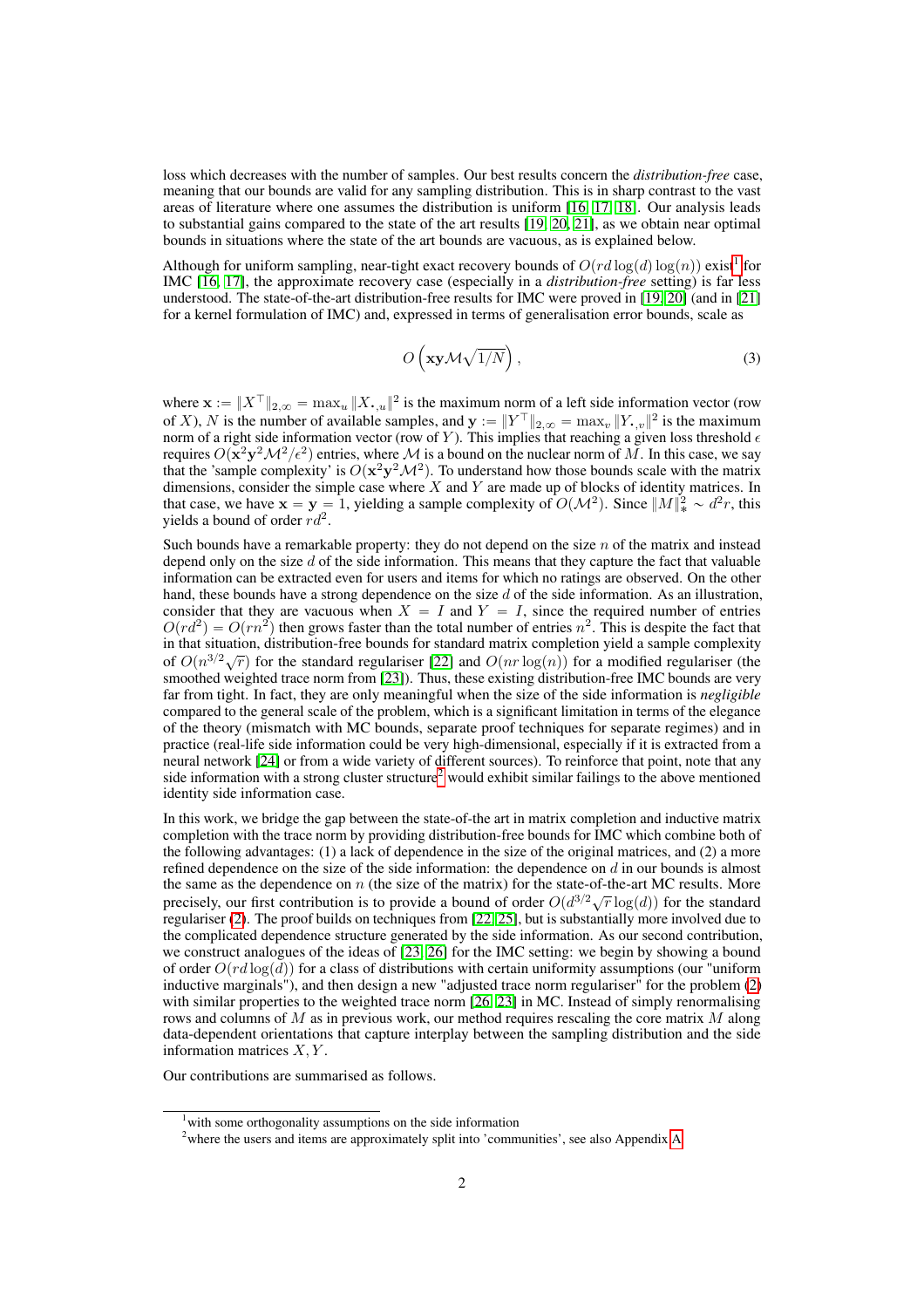loss which decreases with the number of samples. Our best results concern the *distribution-free* case, meaning that our bounds are valid for any sampling distribution. This is in sharp contrast to the vast areas of literature where one assumes the distribution is uniform [16, 17, 18]. Our analysis leads to substantial gains compared to the state of the art results [19, 20, 21], as we obtain near optimal bounds in situations where the state of the art bounds are vacuous, as is explained below.

Although for uniform sampling, near-tight exact recovery bounds of $O(rd\log(d)\log(n))$ exist[1] for IMC [16, 17], the approximate recovery case (especially in a *distribution-free* setting) is far less understood. The state-of-the-art distribution-free results for IMC were proved in [19, 20] (and in [21] for a kernel formulation of IMC) and, expressed in terms of generalisation error bounds, scale as

$$O\left(\mathbf{x}\mathbf{y}\mathcal{M}\sqrt{1/N}\right), \tag{3}$$

where $\mathbf{x} := \|X^\top\|_{2,\infty} = \max_u \|X_{\cdot,u}\|^2$ is the maximum norm of a left side information vector (row of $X$), $N$ is the number of available samples, and $\mathbf{y} := \|Y^\top\|_{2,\infty} = \max_v \|Y_{\cdot,v}\|^2$ is the maximum norm of a right side information vector (row of $Y$). This implies that reaching a given loss threshold $\epsilon$ requires $O(\mathbf{x}^2\mathbf{y}^2\mathcal{M}^2/\epsilon^2)$ entries, where $\mathcal{M}$ is a bound on the nuclear norm of $M$. In this case, we say that the 'sample complexity' is $O(\mathbf{x}^2\mathbf{y}^2\mathcal{M}^2)$. To understand how those bounds scale with the matrix dimensions, consider the simple case where $X$ and $Y$ are made up of blocks of identity matrices. In that case, we have $\mathbf{x} = \mathbf{y} = 1$, yielding a sample complexity of $O(\mathcal{M}^2)$. Since $\|M\|_*^2 \sim d^2 r$, this yields a bound of order $rd^2$.

Such bounds have a remarkable property: they do not depend on the size $n$ of the matrix and instead depend only on the size $d$ of the side information. This means that they capture the fact that valuable information can be extracted even for users and items for which no ratings are observed. On the other hand, these bounds have a strong dependence on the size $d$ of the side information. As an illustration, consider that they are vacuous when $X = I$ and $Y = I$, since the required number of entries $O(rd^2) = O(rn^2)$ then grows faster than the total number of entries $n^2$. This is despite the fact that in that situation, distribution-free bounds for standard matrix completion yield a sample complexity of $O(n^{3/2}\sqrt{r})$ for the standard regulariser [22] and $O(nr\log(n))$ for a modified regulariser (the smoothed weighted trace norm from [23]). Thus, these existing distribution-free IMC bounds are very far from tight. In fact, they are only meaningful when the size of the side information is *negligible* compared to the general scale of the problem, which is a significant limitation in terms of the elegance of the theory (mismatch with MC bounds, separate proof techniques for separate regimes) and in practice (real-life side information could be very high-dimensional, especially if it is extracted from a neural network [24] or from a wide variety of different sources). To reinforce that point, note that any side information with a strong cluster structure[2] would exhibit similar failings to the above mentioned identity side information case.

In this work, we bridge the gap between the state-of-the art in matrix completion and inductive matrix completion with the trace norm by providing distribution-free bounds for IMC which combine both of the following advantages: (1) a lack of dependence in the size of the original matrices, and (2) a more refined dependence on the size of the side information: the dependence on $d$ in our bounds is almost the same as the dependence on $n$ (the size of the matrix) for the state-of-the-art MC results. More precisely, our first contribution is to provide a bound of order $O(d^{3/2}\sqrt{r}\log(d))$ for the standard regulariser (2). The proof builds on techniques from [22, 25], but is substantially more involved due to the complicated dependence structure generated by the side information. As our second contribution, we construct analogues of the ideas of [23, 26] for the IMC setting: we begin by showing a bound of order $O(rd\log(d))$ for a class of distributions with certain uniformity assumptions (our "uniform inductive marginals"), and then design a new "adjusted trace norm regulariser" for the problem (2) with similar properties to the weighted trace norm [26, 23] in MC. Instead of simply renormalising rows and columns of $M$ as in previous work, our method requires rescaling the core matrix $M$ along data-dependent orientations that capture interplay between the sampling distribution and the side information matrices $X, Y$.

Our contributions are summarised as follows.

[1] with some orthogonality assumptions on the side information

[2] where the users and items are approximately split into 'communities', see also Appendix A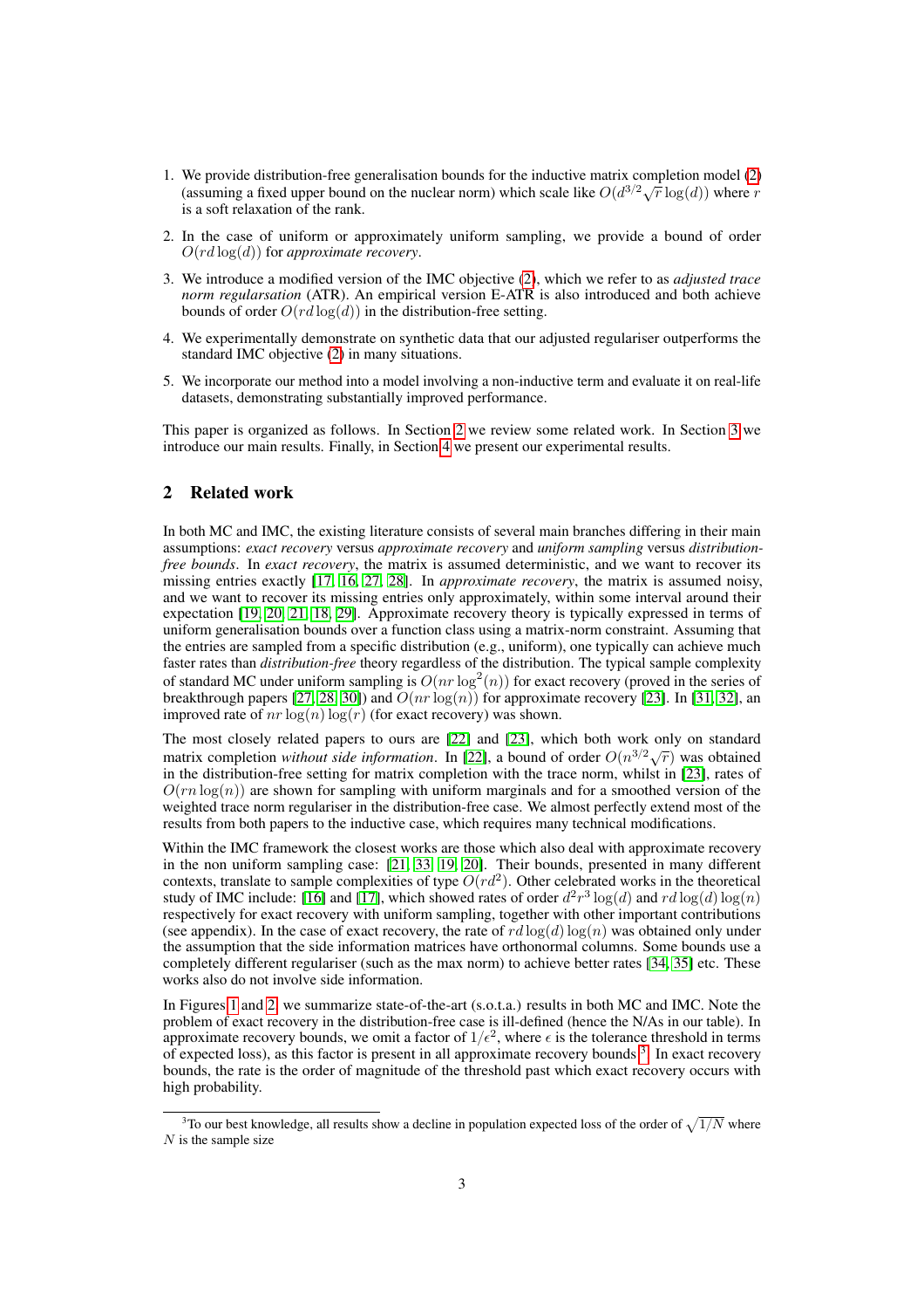1. We provide distribution-free generalisation bounds for the inductive matrix completion model (2) (assuming a fixed upper bound on the nuclear norm) which scale like $O(d^{3/2}\sqrt{r}\log(d))$ where $r$ is a soft relaxation of the rank.
2. In the case of uniform or approximately uniform sampling, we provide a bound of order $O(rd\log(d))$ for *approximate recovery*.
3. We introduce a modified version of the IMC objective (2), which we refer to as *adjusted trace norm regularsation* (ATR). An empirical version E-ATR is also introduced and both achieve bounds of order $O(rd\log(d))$ in the distribution-free setting.
4. We experimentally demonstrate on synthetic data that our adjusted regulariser outperforms the standard IMC objective (2) in many situations.
5. We incorporate our method into a model involving a non-inductive term and evaluate it on real-life datasets, demonstrating substantially improved performance.

This paper is organized as follows. In Section 2 we review some related work. In Section 3 we introduce our main results. Finally, in Section 4 we present our experimental results.

## 2 Related work

In both MC and IMC, the existing literature consists of several main branches differing in their main assumptions: *exact recovery* versus *approximate recovery* and *uniform sampling* versus *distribution-free bounds*. In *exact recovery*, the matrix is assumed deterministic, and we want to recover its missing entries exactly [17, 16, 27, 28]. In *approximate recovery*, the matrix is assumed noisy, and we want to recover its missing entries only approximately, within some interval around their expectation [19, 20, 21, 18, 29]. Approximate recovery theory is typically expressed in terms of uniform generalisation bounds over a function class using a matrix-norm constraint. Assuming that the entries are sampled from a specific distribution (e.g., uniform), one typically can achieve much faster rates than *distribution-free* theory regardless of the distribution. The typical sample complexity of standard MC under uniform sampling is $O(nr\log^2(n))$ for exact recovery (proved in the series of breakthrough papers [27, 28, 30]) and $O(nr\log(n))$ for approximate recovery [23]. In [31, 32], an improved rate of $nr\log(n)\log(r)$ (for exact recovery) was shown.

The most closely related papers to ours are [22] and [23], which both work only on standard matrix completion *without side information*. In [22], a bound of order $O(n^{3/2}\sqrt{r})$ was obtained in the distribution-free setting for matrix completion with the trace norm, whilst in [23], rates of $O(rn\log(n))$ are shown for sampling with uniform marginals and for a smoothed version of the weighted trace norm regulariser in the distribution-free case. We almost perfectly extend most of the results from both papers to the inductive case, which requires many technical modifications.

Within the IMC framework the closest works are those which also deal with approximate recovery in the non uniform sampling case: [21, 33, 19, 20]. Their bounds, presented in many different contexts, translate to sample complexities of type $O(rd^2)$. Other celebrated works in the theoretical study of IMC include: [16] and [17], which showed rates of order $d^2r^3\log(d)$ and $rd\log(d)\log(n)$ respectively for exact recovery with uniform sampling, together with other important contributions (see appendix). In the case of exact recovery, the rate of $rd\log(d)\log(n)$ was obtained only under the assumption that the side information matrices have orthonormal columns. Some bounds use a completely different regulariser (such as the max norm) to achieve better rates [34, 35] etc. These works also do not involve side information.

In Figures 1 and 2, we summarize state-of-the-art (s.o.t.a.) results in both MC and IMC. Note the problem of exact recovery in the distribution-free case is ill-defined (hence the N/As in our table). In approximate recovery bounds, we omit a factor of $1/\epsilon^2$, where $\epsilon$ is the tolerance threshold in terms of expected loss), as this factor is present in all approximate recovery bounds [3]. In exact recovery bounds, the rate is the order of magnitude of the threshold past which exact recovery occurs with high probability.

[3] To our best knowledge, all results show a decline in population expected loss of the order of $\sqrt{1/N}$ where $N$ is the sample size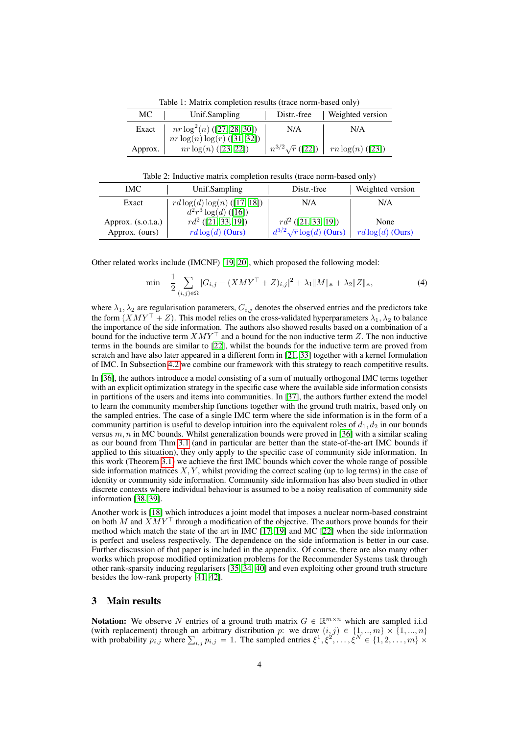Table 1: Matrix completion results (trace norm-based only)

| MC | Unif.Sampling | Distr.-free | Weighted version |
|---|---|---|---|
| Exact | $nr\log^2(n)$ ([27, 28, 30]) <br> $nr\log(n)\log(r)$ ([31, 32]) | N/A | N/A |
| Approx. | $nr\log(n)$ ([23, 22]) | $n^{3/2}\sqrt{r}$ ([22]) | $rn\log(n)$ ([23]) |

Table 2: Inductive matrix completion results (trace norm-based only)

| IMC | Unif.Sampling | Distr.-free | Weighted version |
|---|---|---|---|
| Exact | $rd\log(d)\log(n)$ ([17, 18]) <br> $d^2r^3\log(d)$ ([16]) | N/A | N/A |
| Approx. (s.o.t.a.) | $rd^2$ ([21, 33, 19]) | $rd^2$ ([21, 33, 19]) | None |
| Approx. (ours) | $rd\log(d)$ (Ours) | $d^{3/2}\sqrt{r}\log(d)$ (Ours) | $rd\log(d)$ (Ours) |

Other related works include (IMCNF) [19, 20], which proposed the following model:

$$\min \quad \frac{1}{2}\sum_{(i,j)\in\Omega} |G_{i,j} - (XMY^\top + Z)_{i,j}|^2 + \lambda_1\|M\|_* + \lambda_2\|Z\|_*, \tag{4}$$

where $\lambda_1, \lambda_2$ are regularisation parameters, $G_{i,j}$ denotes the observed entries and the predictors take the form $(XMY^\top + Z)$. This model relies on the cross-validated hyperparameters $\lambda_1, \lambda_2$ to balance the importance of the side information. The authors also showed results based on a combination of a bound for the inductive term $XMY^\top$ and a bound for the non inductive term $Z$. The non inductive terms in the bounds are similar to [22], whilst the bounds for the inductive term are proved from scratch and have also later appeared in a different form in [21, 33] together with a kernel formulation of IMC. In Subsection 4.2 we combine our framework with this strategy to reach competitive results.

In [36], the authors introduce a model consisting of a sum of mutually orthogonal IMC terms together with an explicit optimization strategy in the specific case where the available side information consists in partitions of the users and items into communities. In [37], the authors further extend the model to learn the community membership functions together with the ground truth matrix, based only on the sampled entries. The case of a single IMC term where the side information is in the form of a community partition is useful to develop intuition into the equivalent roles of $d_1, d_2$ in our bounds versus $m, n$ in MC bounds. Whilst generalization bounds were proved in [36] with a similar scaling as our bound from Thm 3.1 (and in particular are better than the state-of-the-art IMC bounds if applied to this situation), they only apply to the specific case of community side information. In this work (Theorem 3.1) we achieve the first IMC bounds which cover the whole range of possible side information matrices $X, Y$, whilst providing the correct scaling (up to log terms) in the case of identity or community side information. Community side information has also been studied in other discrete contexts where individual behaviour is assumed to be a noisy realisation of community side information [38, 39].

Another work is [18] which introduces a joint model that imposes a nuclear norm-based constraint on both $M$ and $XMY^\top$ through a modification of the objective. The authors prove bounds for their method which match the state of the art in IMC [17, 19] and MC [22] when the side information is perfect and useless respectively. The dependence on the side information is better in our case. Further discussion of that paper is included in the appendix. Of course, there are also many other works which propose modified optimization problems for the Recommender Systems task through other rank-sparsity inducing regularisers [35, 34, 40] and even exploiting other ground truth structure besides the low-rank property [41, 42].

## 3 Main results

**Notation:** We observe $N$ entries of a ground truth matrix $G \in \mathbb{R}^{m\times n}$ which are sampled i.i.d (with replacement) through an arbitrary distribution $p$: we draw $(i, j) \in \{1, .., m\} \times \{1, ..., n\}$ with probability $p_{i,j}$ where $\sum_{i,j} p_{i,j} = 1$. The sampled entries $\xi^1, \xi^2, \ldots, \xi^N \in \{1, 2, \ldots, m\} \times$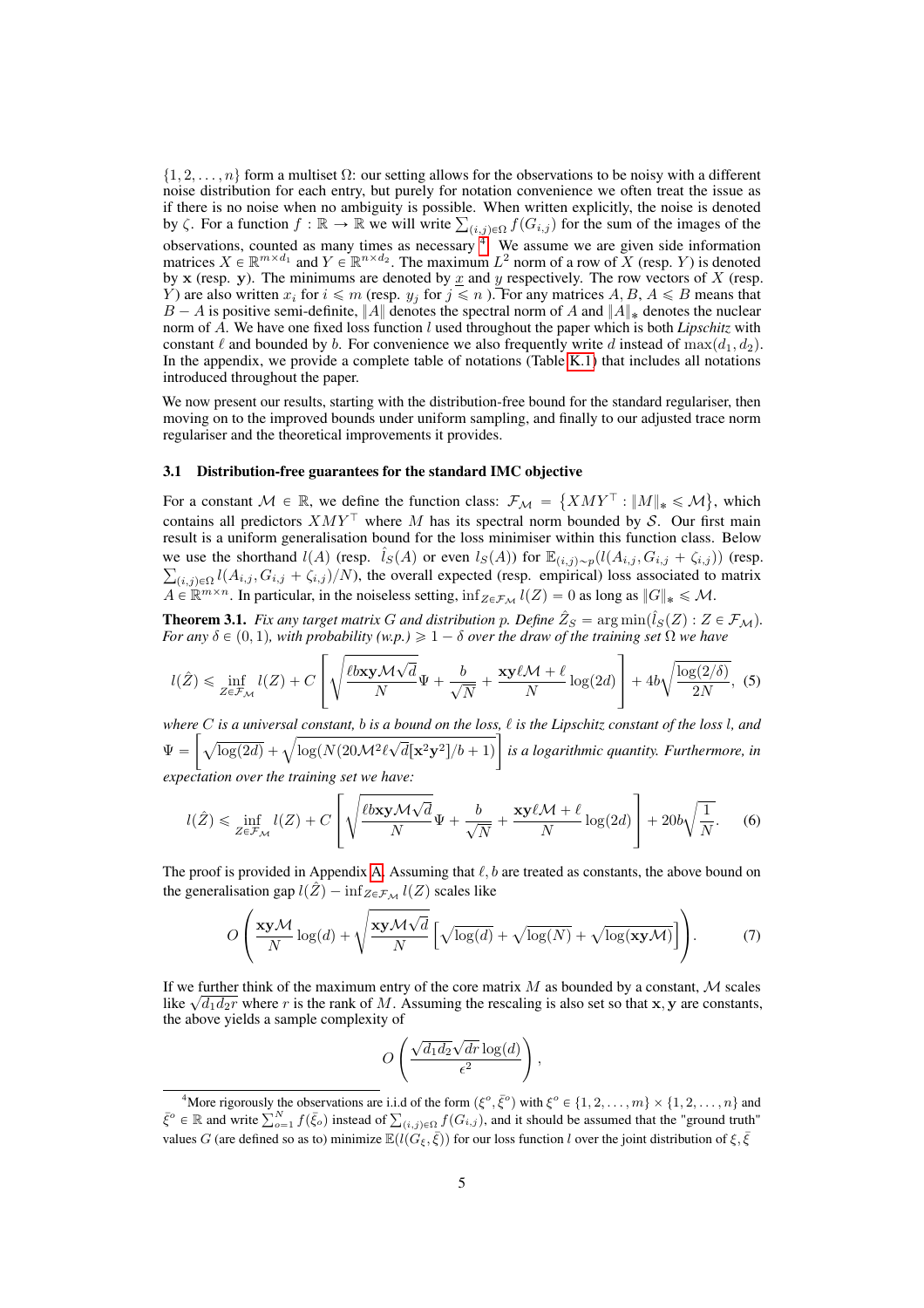$\{1, 2, \ldots, n\}$ form a multiset $\Omega$: our setting allows for the observations to be noisy with a different noise distribution for each entry, but purely for notation convenience we often treat the issue as if there is no noise when no ambiguity is possible. When written explicitly, the noise is denoted by $\zeta$. For a function $f : \mathbb{R} \to \mathbb{R}$ we will write $\sum_{(i,j)\in\Omega} f(G_{i,j})$ for the sum of the images of the observations, counted as many times as necessary [4]. We assume we are given side information matrices $X \in \mathbb{R}^{m\times d_1}$ and $Y \in \mathbb{R}^{n\times d_2}$. The maximum $L^2$ norm of a row of $X$ (resp. $Y$) is denoted by $\mathbf{x}$ (resp. $\mathbf{y}$). The minimums are denoted by $\underline{x}$ and $\underline{y}$ respectively. The row vectors of $X$ (resp. $Y$) are also written $x_i$ for $i \leqslant m$ (resp. $y_j$ for $j \leqslant n$ ). For any matrices $A, B$, $A \leqslant B$ means that $B - A$ is positive semi-definite, $\|A\|$ denotes the spectral norm of $A$ and $\|A\|_*$ denotes the nuclear norm of $A$. We have one fixed loss function $l$ used throughout the paper which is both *Lipschitz* with constant $\ell$ and bounded by $b$. For convenience we also frequently write $d$ instead of $\max(d_1, d_2)$. In the appendix, we provide a complete table of notations (Table K.1) that includes all notations introduced throughout the paper.

We now present our results, starting with the distribution-free bound for the standard regulariser, then moving on to the improved bounds under uniform sampling, and finally to our adjusted trace norm regulariser and the theoretical improvements it provides.

### 3.1 Distribution-free guarantees for the standard IMC objective

For a constant $\mathcal{M} \in \mathbb{R}$, we define the function class: $\mathcal{F}_{\mathcal{M}} = \{XMY^\top : \|M\|_* \leqslant \mathcal{M}\}$, which contains all predictors $XMY^\top$ where $M$ has its spectral norm bounded by $\mathcal{S}$. Our first main result is a uniform generalisation bound for the loss minimiser within this function class. Below we use the shorthand $l(A)$ (resp. $\hat{l}_S(A)$ or even $l_S(A)$) for $\mathbb{E}_{(i,j)\sim p}(l(A_{i,j}, G_{i,j} + \zeta_{i,j}))$ (resp. $\sum_{(i,j)\in\Omega} l(A_{i,j}, G_{i,j} + \zeta_{i,j})/N$), the overall expected (resp. empirical) loss associated to matrix $A \in \mathbb{R}^{m\times n}$. In particular, in the noiseless setting, $\inf_{Z\in\mathcal{F}_{\mathcal{M}}} l(Z) = 0$ as long as $\|G\|_* \leqslant \mathcal{M}$.

**Theorem 3.1.** *Fix any target matrix $G$ and distribution $p$. Define $\hat{Z}_S = \arg\min(\hat{l}_S(Z) : Z \in \mathcal{F}_{\mathcal{M}})$. For any $\delta \in (0, 1)$, with probability (w.p.) $\geqslant 1 - \delta$ over the draw of the training set $\Omega$ we have*

$$l(\hat{Z}) \leqslant \inf_{Z\in\mathcal{F}_{\mathcal{M}}} l(Z) + C\left[\sqrt{\frac{\ell b\mathbf{x}\mathbf{y}\mathcal{M}\sqrt{d}}{N}}\Psi + \frac{b}{\sqrt{N}} + \frac{\mathbf{x}\mathbf{y}\ell\mathcal{M} + \ell}{N}\log(2d)\right] + 4b\sqrt{\frac{\log(2/\delta)}{2N}}, \quad (5)$$

*where $C$ is a universal constant, $b$ is a bound on the loss, $\ell$ is the Lipschitz constant of the loss $l$, and $\Psi = \left[\sqrt{\log(2d)} + \sqrt{\log(N(20\mathcal{M}^2\ell\sqrt{d}[\mathbf{x}^2\mathbf{y}^2]/b + 1)}\right]$ is a logarithmic quantity. Furthermore, in expectation over the training set we have:*

$$l(\hat{Z}) \leqslant \inf_{Z\in\mathcal{F}_{\mathcal{M}}} l(Z) + C\left[\sqrt{\frac{\ell b\mathbf{x}\mathbf{y}\mathcal{M}\sqrt{d}}{N}}\Psi + \frac{b}{\sqrt{N}} + \frac{\mathbf{x}\mathbf{y}\ell\mathcal{M} + \ell}{N}\log(2d)\right] + 20b\sqrt{\frac{1}{N}}. \quad (6)$$

The proof is provided in Appendix A. Assuming that $\ell, b$ are treated as constants, the above bound on the generalisation gap $l(\hat{Z}) - \inf_{Z\in\mathcal{F}_{\mathcal{M}}} l(Z)$ scales like

$$O\left(\frac{\mathbf{x}\mathbf{y}\mathcal{M}}{N}\log(d) + \sqrt{\frac{\mathbf{x}\mathbf{y}\mathcal{M}\sqrt{d}}{N}}\left[\sqrt{\log(d)} + \sqrt{\log(N)} + \sqrt{\log(\mathbf{x}\mathbf{y}\mathcal{M})}\right]\right). \quad (7)$$

If we further think of the maximum entry of the core matrix $M$ as bounded by a constant, $\mathcal{M}$ scales like $\sqrt{d_1 d_2 r}$ where $r$ is the rank of $M$. Assuming the rescaling is also set so that $\mathbf{x}, \mathbf{y}$ are constants, the above yields a sample complexity of

$$O\left(\frac{\sqrt{d_1 d_2}\sqrt{dr}\log(d)}{\epsilon^2}\right),$$

[4] More rigorously the observations are i.i.d of the form $(\xi^o, \bar{\xi}^o)$ with $\xi^o \in \{1, 2, \ldots, m\} \times \{1, 2, \ldots, n\}$ and $\bar{\xi}^o \in \mathbb{R}$ and write $\sum_{o=1}^N f(\bar{\xi}_o)$ instead of $\sum_{(i,j)\in\Omega} f(G_{i,j})$, and it should be assumed that the "ground truth" values $G$ (are defined so as to) minimize $\mathbb{E}(l(G_\xi, \bar{\xi}))$ for our loss function $l$ over the joint distribution of $\xi, \bar{\xi}$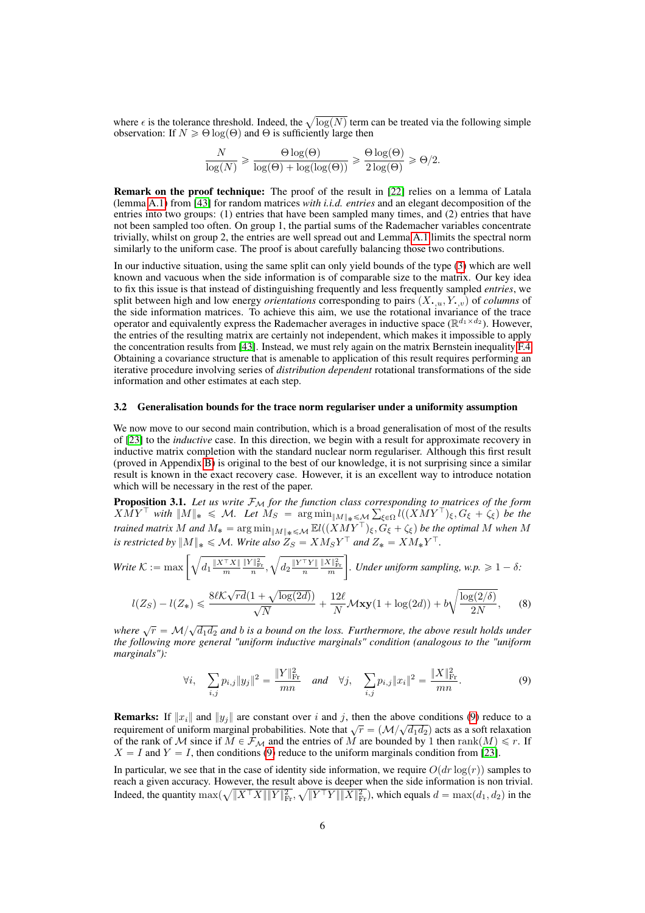where $\epsilon$ is the tolerance threshold. Indeed, the $\sqrt{\log(N)}$ term can be treated via the following simple observation: If $N \geqslant \Theta \log(\Theta)$ and $\Theta$ is sufficiently large then

$$\frac{N}{\log(N)} \geqslant \frac{\Theta \log(\Theta)}{\log(\Theta) + \log(\log(\Theta))} \geqslant \frac{\Theta \log(\Theta)}{2 \log(\Theta)} \geqslant \Theta/2.$$

**Remark on the proof technique:** The proof of the result in [22] relies on a lemma of Latala (lemma A.1) from [43] for random matrices *with i.i.d. entries* and an elegant decomposition of the entries into two groups: (1) entries that have been sampled many times, and (2) entries that have not been sampled too often. On group 1, the partial sums of the Rademacher variables concentrate trivially, whilst on group 2, the entries are well spread out and Lemma A.1 limits the spectral norm similarly to the uniform case. The proof is about carefully balancing those two contributions.

In our inductive situation, using the same split can only yield bounds of the type (3) which are well known and vacuous when the side information is of comparable size to the matrix. Our key idea to fix this issue is that instead of distinguishing frequently and less frequently sampled *entries*, we split between high and low energy *orientations* corresponding to pairs $(X_{\cdot,u}, Y_{\cdot,v})$ of *columns* of the side information matrices. To achieve this aim, we use the rotational invariance of the trace operator and equivalently express the Rademacher averages in inductive space ($\mathbb{R}^{d_1 \times d_2}$). However, the entries of the resulting matrix are certainly not independent, which makes it impossible to apply the concentration results from [43]. Instead, we must rely again on the matrix Bernstein inequality F.4. Obtaining a covariance structure that is amenable to application of this result requires performing an iterative procedure involving series of *distribution dependent* rotational transformations of the side information and other estimates at each step.

### 3.2 Generalisation bounds for the trace norm regulariser under a uniformity assumption

We now move to our second main contribution, which is a broad generalisation of most of the results of [23] to the *inductive* case. In this direction, we begin with a result for approximate recovery in inductive matrix completion with the standard nuclear norm regulariser. Although this first result (proved in Appendix B) is original to the best of our knowledge, it is not surprising since a similar result is known in the exact recovery case. However, it is an excellent way to introduce notation which will be necessary in the rest of the paper.

**Proposition 3.1.** *Let us write $\mathcal{F}_\mathcal{M}$ for the function class corresponding to matrices of the form $XMY^\top$ with $\|M\|_* \leqslant \mathcal{M}$. Let $M_S = \arg\min_{\|M\|_* \leqslant \mathcal{M}} \sum_{\xi \in \Omega} l((XMY^\top)_\xi, G_\xi + \zeta_\xi)$ be the trained matrix $M$ and $M_* = \arg\min_{\|M\|_* \leqslant \mathcal{M}} \mathbb{E} l((XMY^\top)_\xi, G_\xi + \zeta_\xi)$ be the optimal $M$ when $M$ is restricted by $\|M\|_* \leqslant \mathcal{M}$. Write also $Z_S = XM_SY^\top$ and $Z_* = XM_*Y^\top$.*

*Write $\mathcal{K} := \max\left[\sqrt{d_1 \frac{\|X^\top X\|}{m} \frac{\|Y\|_{\mathrm{Fr}}^2}{n}}, \sqrt{d_2 \frac{\|Y^\top Y\|}{n} \frac{\|X\|_{\mathrm{Fr}}^2}{m}}\right]$. Under uniform sampling, w.p. $\geqslant 1 - \delta$:*

$$l(Z_S) - l(Z_*) \leqslant \frac{8\ell \mathcal{K} \sqrt{rd}(1 + \sqrt{\log(2d)})}{\sqrt{N}} + \frac{12\ell}{N} \mathcal{M}\mathbf{xy}(1 + \log(2d)) + b\sqrt{\frac{\log(2/\delta)}{2N}}, \tag{8}$$

*where $\sqrt{r} = \mathcal{M}/\sqrt{d_1 d_2}$ and $b$ is a bound on the loss. Furthermore, the above result holds under the following more general "uniform inductive marginals" condition (analogous to the "uniform marginals"):*

$$\forall i, \quad \sum_{i,j} p_{i,j} \|y_j\|^2 = \frac{\|Y\|_{\mathrm{Fr}}^2}{mn} \quad \text{and} \quad \forall j, \quad \sum_{i,j} p_{i,j} \|x_i\|^2 = \frac{\|X\|_{\mathrm{Fr}}^2}{mn}. \tag{9}$$

**Remarks:** If $\|x_i\|$ and $\|y_j\|$ are constant over $i$ and $j$, then the above conditions (9) reduce to a requirement of uniform marginal probabilities. Note that $\sqrt{r} = (\mathcal{M}/\sqrt{d_1 d_2})$ acts as a soft relaxation of the rank of $\mathcal{M}$ since if $M \in \mathcal{F}_\mathcal{M}$ and the entries of $M$ are bounded by 1 then $\mathrm{rank}(M) \leqslant r$. If $X = I$ and $Y = I$, then conditions (9) reduce to the uniform marginals condition from [23].

In particular, we see that in the case of identity side information, we require $O(dr \log(r))$ samples to reach a given accuracy. However, the result above is deeper when the side information is non trivial. Indeed, the quantity $\max(\sqrt{\|X^\top X\| \|Y\|_{\mathrm{Fr}}^2}, \sqrt{\|Y^\top Y\| \|X\|_{\mathrm{Fr}}^2})$, which equals $d = \max(d_1, d_2)$ in the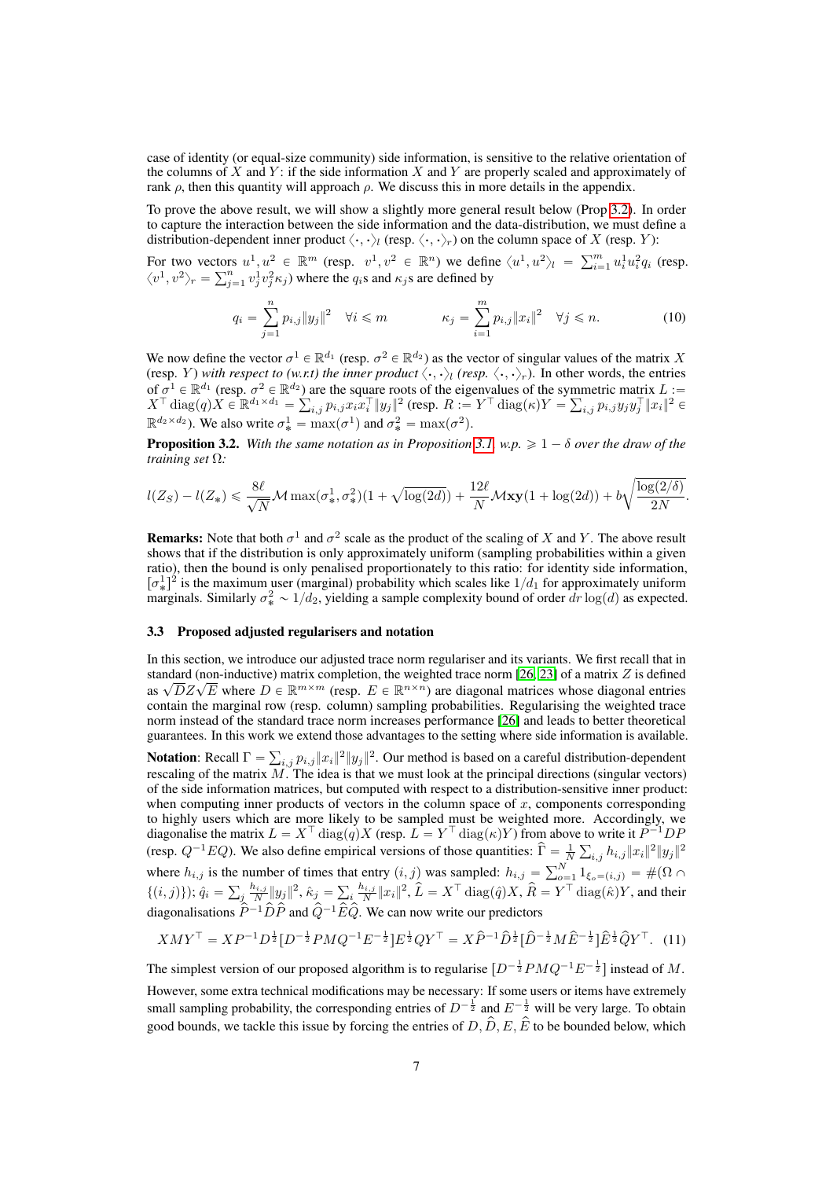case of identity (or equal-size community) side information, is sensitive to the relative orientation of the columns of $X$ and $Y$: if the side information $X$ and $Y$ are properly scaled and approximately of rank $\rho$, then this quantity will approach $\rho$. We discuss this in more details in the appendix.

To prove the above result, we will show a slightly more general result below (Prop 3.2). In order to capture the interaction between the side information and the data-distribution, we must define a distribution-dependent inner product $\langle \cdot, \cdot \rangle_l$ (resp. $\langle \cdot, \cdot \rangle_r$) on the column space of $X$ (resp. $Y$):

For two vectors $u^1, u^2 \in \mathbb{R}^m$ (resp. $v^1, v^2 \in \mathbb{R}^n$) we define $\langle u^1, u^2 \rangle_l = \sum_{i=1}^m u_i^1 u_i^2 q_i$ (resp. $\langle v^1, v^2 \rangle_r = \sum_{j=1}^n v_j^1 v_j^2 \kappa_j$) where the $q_i$s and $\kappa_j$s are defined by

$$q_i = \sum_{j=1}^n p_{i,j} \|y_j\|^2 \quad \forall i \leqslant m \qquad\qquad \kappa_j = \sum_{i=1}^m p_{i,j} \|x_i\|^2 \quad \forall j \leqslant n. \tag{10}$$

We now define the vector $\sigma^1 \in \mathbb{R}^{d_1}$ (resp. $\sigma^2 \in \mathbb{R}^{d_2}$) as the vector of singular values of the matrix $X$ (resp. $Y$) *with respect to (w.r.t) the inner product* $\langle \cdot, \cdot \rangle_l$ *(resp.* $\langle \cdot, \cdot \rangle_r$*)*. In other words, the entries of $\sigma^1 \in \mathbb{R}^{d_1}$ (resp. $\sigma^2 \in \mathbb{R}^{d_2}$) are the square roots of the eigenvalues of the symmetric matrix $L := X^\top \operatorname{diag}(q) X \in \mathbb{R}^{d_1 \times d_1} = \sum_{i,j} p_{i,j} x_i x_i^\top \|y_j\|^2$ (resp. $R := Y^\top \operatorname{diag}(\kappa) Y = \sum_{i,j} p_{i,j} y_j y_j^\top \|x_i\|^2 \in \mathbb{R}^{d_2 \times d_2}$). We also write $\sigma_*^1 = \max(\sigma^1)$ and $\sigma_*^2 = \max(\sigma^2)$.

**Proposition 3.2.** *With the same notation as in Proposition 3.1, w.p.* $\geqslant 1 - \delta$ *over the draw of the training set* $\Omega$*:*

$$l(Z_S) - l(Z_*) \leqslant \frac{8\ell}{\sqrt{N}} \mathcal{M} \max(\sigma_*^1, \sigma_*^2)(1 + \sqrt{\log(2d)}) + \frac{12\ell}{N} \mathcal{M}\mathbf{xy}(1 + \log(2d)) + b\sqrt{\frac{\log(2/\delta)}{2N}}.$$

**Remarks:** Note that both $\sigma^1$ and $\sigma^2$ scale as the product of the scaling of $X$ and $Y$. The above result shows that if the distribution is only approximately uniform (sampling probabilities within a given ratio), then the bound is only penalised proportionately to this ratio: for identity side information, $[\sigma_*^1]^2$ is the maximum user (marginal) probability which scales like $1/d_1$ for approximately uniform marginals. Similarly $\sigma_*^2 \sim 1/d_2$, yielding a sample complexity bound of order $dr \log(d)$ as expected.

### 3.3 Proposed adjusted regularisers and notation

In this section, we introduce our adjusted trace norm regulariser and its variants. We first recall that in standard (non-inductive) matrix completion, the weighted trace norm [26, 23] of a matrix $Z$ is defined as $\sqrt{D} Z \sqrt{E}$ where $D \in \mathbb{R}^{m \times m}$ (resp. $E \in \mathbb{R}^{n \times n}$) are diagonal matrices whose diagonal entries contain the marginal row (resp. column) sampling probabilities. Regularising the weighted trace norm instead of the standard trace norm increases performance [26] and leads to better theoretical guarantees. In this work we extend those advantages to the setting where side information is available.

**Notation**: Recall $\Gamma = \sum_{i,j} p_{i,j} \|x_i\|^2 \|y_j\|^2$. Our method is based on a careful distribution-dependent rescaling of the matrix $M$. The idea is that we must look at the principal directions (singular vectors) of the side information matrices, but computed with respect to a distribution-sensitive inner product: when computing inner products of vectors in the column space of $x$, components corresponding to highly users which are more likely to be sampled must be weighted more. Accordingly, we diagonalise the matrix $L = X^\top \operatorname{diag}(q) X$ (resp. $L = Y^\top \operatorname{diag}(\kappa) Y$) from above to write it $P^{-1} D P$ (resp. $Q^{-1} E Q$). We also define empirical versions of those quantities: $\widehat{\Gamma} = \frac{1}{N} \sum_{i,j} h_{i,j} \|x_i\|^2 \|y_j\|^2$ where $h_{i,j}$ is the number of times that entry $(i,j)$ was sampled: $h_{i,j} = \sum_{o=1}^N 1_{\xi_o = (i,j)} = \#(\Omega \cap \{(i,j)\})$; $\hat{q}_i = \sum_j \frac{h_{i,j}}{N} \|y_j\|^2$, $\hat{\kappa}_j = \sum_i \frac{h_{i,j}}{N} \|x_i\|^2$, $\widehat{L} = X^\top \operatorname{diag}(\hat{q}) X$, $\widehat{R} = Y^\top \operatorname{diag}(\hat{\kappa}) Y$, and their diagonalisations $\widehat{P}^{-1} \widehat{D} \widehat{P}$ and $\widehat{Q}^{-1} \widehat{E} \widehat{Q}$. We can now write our predictors

$$XMY^\top = XP^{-1} D^{\frac{1}{2}} [D^{-\frac{1}{2}} PMQ^{-1} E^{-\frac{1}{2}}] E^{\frac{1}{2}} Q Y^\top = X \widehat{P}^{-1} \widehat{D}^{\frac{1}{2}} [\widehat{D}^{-\frac{1}{2}} M \widehat{E}^{-\frac{1}{2}}] \widehat{E}^{\frac{1}{2}} \widehat{Q} Y^\top. \tag{11}$$

The simplest version of our proposed algorithm is to regularise $[D^{-\frac{1}{2}} PMQ^{-1} E^{-\frac{1}{2}}]$ instead of $M$.

However, some extra technical modifications may be necessary: If some users or items have extremely small sampling probability, the corresponding entries of $D^{-\frac{1}{2}}$ and $E^{-\frac{1}{2}}$ will be very large. To obtain good bounds, we tackle this issue by forcing the entries of $D, \widehat{D}, E, \widehat{E}$ to be bounded below, which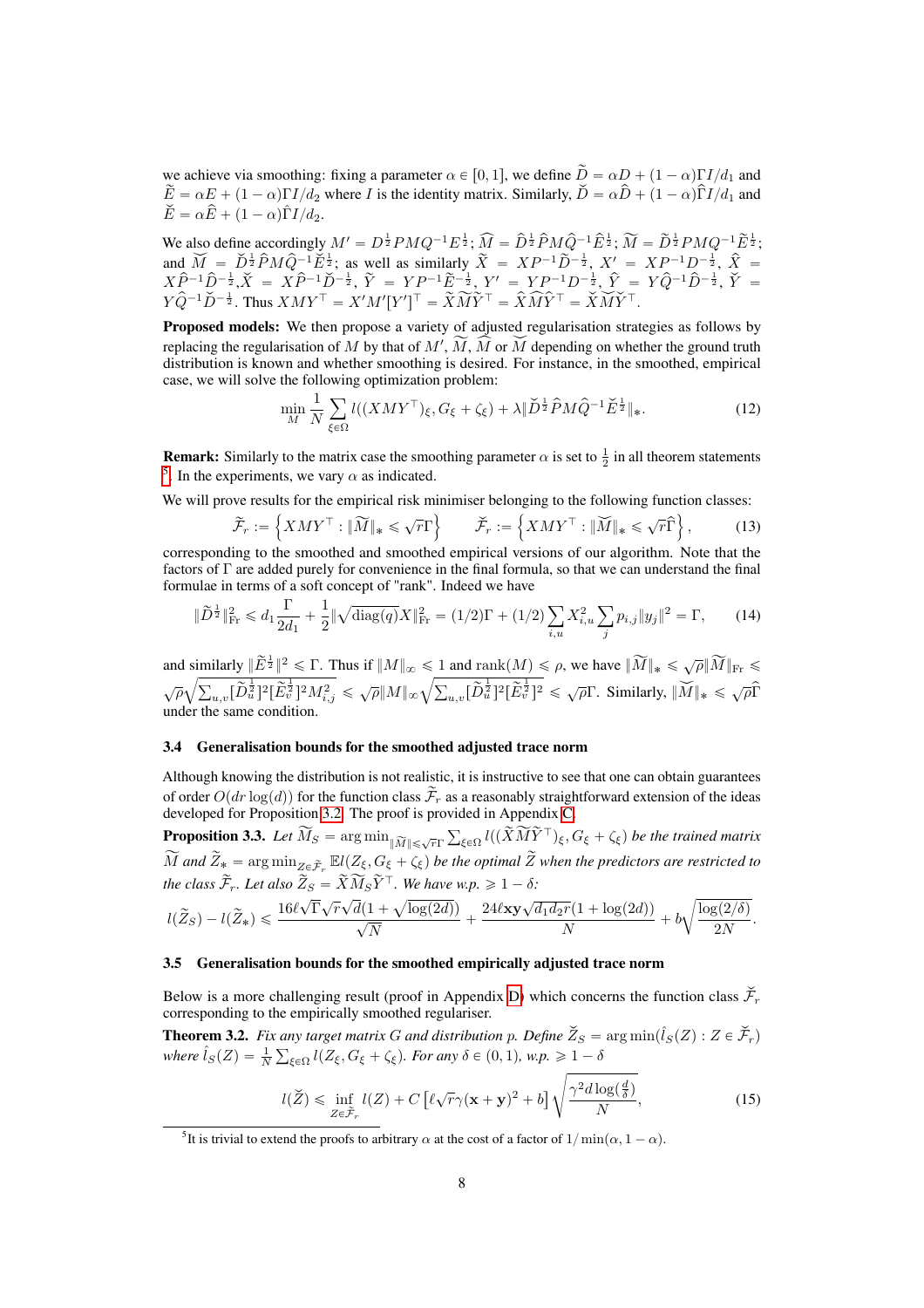we achieve via smoothing: fixing a parameter $\alpha \in [0,1]$, we define $\widetilde{D} = \alpha D + (1-\alpha)\Gamma I/d_1$ and $\widetilde{E} = \alpha E + (1-\alpha)\Gamma I/d_2$ where $I$ is the identity matrix. Similarly, $\breve{D} = \alpha\widehat{D} + (1-\alpha)\widehat{\Gamma} I/d_1$ and $\breve{E} = \alpha\widehat{E} + (1-\alpha)\widehat{\Gamma} I/d_2$.

We also define accordingly $M' = D^{\frac{1}{2}}PMQ^{-1}E^{\frac{1}{2}}$; $\widehat{M} = \widehat{D}^{\frac{1}{2}}\widehat{P}M\widehat{Q}^{-1}\widehat{E}^{\frac{1}{2}}$; $\widetilde{M} = \widetilde{D}^{\frac{1}{2}}PMQ^{-1}\widetilde{E}^{\frac{1}{2}}$; and $\breve{M} = \breve{D}^{\frac{1}{2}}\widehat{P}M\widehat{Q}^{-1}\breve{E}^{\frac{1}{2}}$; as well as similarly $\widetilde{X} = XP^{-1}\widetilde{D}^{-\frac{1}{2}}$, $X' = XP^{-1}D^{-\frac{1}{2}}$, $\widehat{X} = X\widehat{P}^{-1}\widehat{D}^{-\frac{1}{2}}$, $\breve{X} = X\widehat{P}^{-1}\breve{D}^{-\frac{1}{2}}$, $\widetilde{Y} = YP^{-1}\widetilde{E}^{-\frac{1}{2}}$, $Y' = YP^{-1}D^{-\frac{1}{2}}$, $\widehat{Y} = Y\widehat{Q}^{-1}\widehat{D}^{-\frac{1}{2}}$, $\breve{Y} = Y\widehat{Q}^{-1}\breve{D}^{-\frac{1}{2}}$. Thus $XMY^\top = X'M'[Y']^\top = \widetilde{X}\widetilde{M}\widetilde{Y}^\top = \widehat{X}\widehat{M}\widehat{Y}^\top = \breve{X}\breve{M}\breve{Y}^\top$.

**Proposed models:** We then propose a variety of adjusted regularisation strategies as follows by replacing the regularisation of $M$ by that of $M'$, $\widetilde{M}$, $\widehat{M}$ or $\breve{M}$ depending on whether the ground truth distribution is known and whether smoothing is desired. For instance, in the smoothed, empirical case, we will solve the following optimization problem:

$$\min_M \frac{1}{N}\sum_{\xi\in\Omega} l((XMY^\top)_\xi, G_\xi + \zeta_\xi) + \lambda\|\breve{D}^{\frac{1}{2}}\widehat{P}M\widehat{Q}^{-1}\breve{E}^{\frac{1}{2}}\|_*. \tag{12}$$

**Remark:** Similarly to the matrix case the smoothing parameter $\alpha$ is set to $\frac{1}{2}$ in all theorem statements [5]. In the experiments, we vary $\alpha$ as indicated.

We will prove results for the empirical risk minimiser belonging to the following function classes:

$$\widetilde{\mathcal{F}}_r := \left\{XMY^\top : \|\widetilde{M}\|_* \leqslant \sqrt{r}\Gamma\right\} \qquad \breve{\mathcal{F}}_r := \left\{XMY^\top : \|\breve{M}\|_* \leqslant \sqrt{r}\widehat{\Gamma}\right\}, \tag{13}$$

corresponding to the smoothed and smoothed empirical versions of our algorithm. Note that the factors of $\Gamma$ are added purely for convenience in the final formula, so that we can understand the final formulae in terms of a soft concept of "rank". Indeed we have

$$\|\widetilde{D}^{\frac{1}{2}}\|_{\mathrm{Fr}}^2 \leqslant d_1\frac{\Gamma}{2d_1} + \frac{1}{2}\|\sqrt{\mathrm{diag}(q)}X\|_{\mathrm{Fr}}^2 = (1/2)\Gamma + (1/2)\sum_{i,u}X_{i,u}^2\sum_j p_{i,j}\|y_j\|^2 = \Gamma, \tag{14}$$

and similarly $\|\widetilde{E}^{\frac{1}{2}}\|^2 \leqslant \Gamma$. Thus if $\|M\|_\infty \leqslant 1$ and $\mathrm{rank}(M) \leqslant \rho$, we have $\|\widetilde{M}\|_* \leqslant \sqrt{\rho}\|\widetilde{M}\|_{\mathrm{Fr}} \leqslant \sqrt{\rho}\sqrt{\sum_{u,v}[\widetilde{D}_u^{\frac{1}{2}}]^2[\widetilde{E}_v^{\frac{1}{2}}]^2 M_{i,j}^2} \leqslant \sqrt{\rho}\|M\|_\infty\sqrt{\sum_{u,v}[\widetilde{D}_u^{\frac{1}{2}}]^2[\widetilde{E}_v^{\frac{1}{2}}]^2} \leqslant \sqrt{\rho}\Gamma$. Similarly, $\|\breve{M}\|_* \leqslant \sqrt{\rho}\widehat{\Gamma}$ under the same condition.

### 3.4 Generalisation bounds for the smoothed adjusted trace norm

Although knowing the distribution is not realistic, it is instructive to see that one can obtain guarantees of order $O(dr\log(d))$ for the function class $\widetilde{\mathcal{F}}_r$ as a reasonably straightforward extension of the ideas developed for Proposition 3.2. The proof is provided in Appendix C.

**Proposition 3.3.** *Let $\widetilde{M}_S = \arg\min_{\|\widetilde{M}\|\leqslant\sqrt{r}\Gamma}\sum_{\xi\in\Omega} l((\widetilde{X}\widetilde{M}\widetilde{Y}^\top)_\xi, G_\xi + \zeta_\xi)$ be the trained matrix $\widetilde{M}$ and $\widetilde{Z}_* = \arg\min_{Z\in\widetilde{\mathcal{F}}_r}\mathbb{E}l(Z_\xi, G_\xi + \zeta_\xi)$ be the optimal $\widetilde{Z}$ when the predictors are restricted to the class $\widetilde{\mathcal{F}}_r$. Let also $\widetilde{Z}_S = \widetilde{X}\widetilde{M}_S\widetilde{Y}^\top$. We have w.p. $\geqslant 1-\delta$:*

$$l(\widetilde{Z}_S) - l(\widetilde{Z}_*) \leqslant \frac{16\ell\sqrt{\Gamma}\sqrt{r}\sqrt{d}(1+\sqrt{\log(2d)})}{\sqrt{N}} + \frac{24\ell\mathbf{xy}\sqrt{d_1d_2r}(1+\log(2d))}{N} + b\sqrt{\frac{\log(2/\delta)}{2N}}.$$

### 3.5 Generalisation bounds for the smoothed empirically adjusted trace norm

Below is a more challenging result (proof in Appendix D) which concerns the function class $\breve{\mathcal{F}}_r$ corresponding to the empirically smoothed regulariser.

**Theorem 3.2.** *Fix any target matrix $G$ and distribution $p$. Define $\breve{Z}_S = \arg\min(\hat{l}_S(Z) : Z \in \breve{\mathcal{F}}_r)$ where $\hat{l}_S(Z) = \frac{1}{N}\sum_{\xi\in\Omega} l(Z_\xi, G_\xi + \zeta_\xi)$. For any $\delta \in (0,1)$, w.p. $\geqslant 1-\delta$*

$$l(\breve{Z}) \leqslant \inf_{Z\in\widetilde{\mathcal{F}}_r} l(Z) + C\left[\ell\sqrt{r}\gamma(\mathbf{x}+\mathbf{y})^2 + b\right]\sqrt{\frac{\gamma^2 d\log(\frac{d}{\delta})}{N}}, \tag{15}$$

[5] It is trivial to extend the proofs to arbitrary $\alpha$ at the cost of a factor of $1/\min(\alpha, 1-\alpha)$.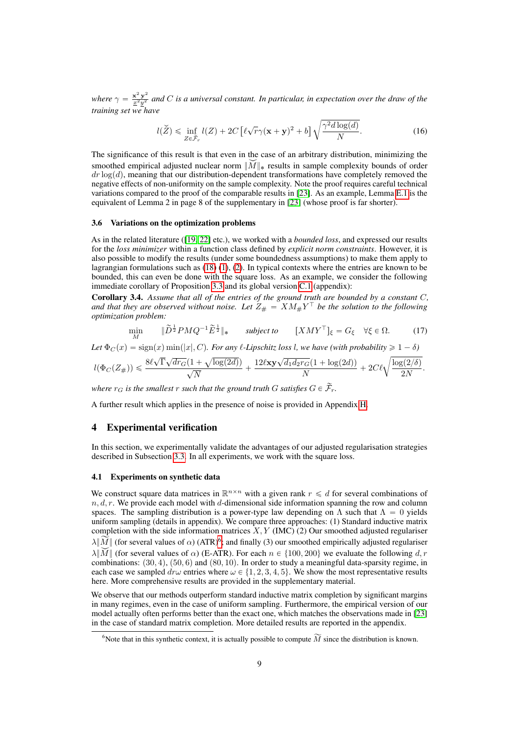*where $\gamma = \frac{\mathbf{x}^2\mathbf{y}^2}{\underline{x}^2\underline{y}^2}$ and $C$ is a universal constant. In particular, in expectation over the draw of the training set we have*

$$l(\check{Z}) \leqslant \inf_{Z \in \widetilde{\mathcal{F}}_r} l(Z) + 2C\left[\ell\sqrt{r}\gamma(\mathbf{x}+\mathbf{y})^2 + b\right]\sqrt{\frac{\gamma^2 d\log(d)}{N}}. \tag{16}$$

The significance of this result is that even in the case of an arbitrary distribution, minimizing the smoothed empirical adjusted nuclear norm $\|\widetilde{M}\|_*$ results in sample complexity bounds of order $dr\log(d)$, meaning that our distribution-dependent transformations have completely removed the negative effects of non-uniformity on the sample complexity. Note the proof requires careful technical variations compared to the proof of the comparable results in [23]. As an example, Lemma E.1 is the equivalent of Lemma 2 in page 8 of the supplementary in [23] (whose proof is far shorter).

### 3.6 Variations on the optimization problems

As in the related literature ([19, 22] etc.), we worked with a *bounded loss*, and expressed our results for the *loss minimizer* within a function class defined by *explicit norm constraints*. However, it is also possible to modify the results (under some boundedness assumptions) to make them apply to lagrangian formulations such as (18) (1), (2). In typical contexts where the entries are known to be bounded, this can even be done with the square loss. As an example, we consider the following immediate corollary of Proposition 3.3 and its global version C.1 (appendix):

**Corollary 3.4.** *Assume that all of the entries of the ground truth are bounded by a constant $C$, and that they are observed without noise. Let $Z_\# = XM_\# Y^\top$ be the solution to the following optimization problem:*

$$\min_{M} \quad \|\widetilde{D}^{\frac{1}{2}} PMQ^{-1}\widetilde{E}^{\frac{1}{2}}\|_* \qquad \text{subject to} \qquad [XMY^\top]_\xi = G_\xi \quad \forall \xi \in \Omega. \tag{17}$$

*Let $\Phi_C(x) = \operatorname{sign}(x)\min(|x|, C)$. For any $\ell$-Lipschitz loss $l$, we have (with probability $\geqslant 1-\delta$)*

$$l(\Phi_C(Z_\#)) \leqslant \frac{8\ell\sqrt{\Gamma}\sqrt{dr_G}(1+\sqrt{\log(2d)})}{\sqrt{N}} + \frac{12\ell\mathbf{x}\mathbf{y}\sqrt{d_1 d_2 r_G}(1+\log(2d))}{N} + 2C\ell\sqrt{\frac{\log(2/\delta)}{2N}}.$$

*where $r_G$ is the smallest $r$ such that the ground truth $G$ satisfies $G \in \widetilde{\mathcal{F}}_r$.*

A further result which applies in the presence of noise is provided in Appendix H.

## 4 Experimental verification

In this section, we experimentally validate the advantages of our adjusted regularisation strategies described in Subsection 3.3. In all experiments, we work with the square loss.

### 4.1 Experiments on synthetic data

We construct square data matrices in $\mathbb{R}^{n\times n}$ with a given rank $r \leqslant d$ for several combinations of $n, d, r$. We provide each model with $d$-dimensional side information spanning the row and column spaces. The sampling distribution is a power-type law depending on $\Lambda$ such that $\Lambda = 0$ yields uniform sampling (details in appendix). We compare three approaches: (1) Standard inductive matrix completion with the side information matrices $X, Y$ (IMC) (2) Our smoothed adjusted regulariser $\lambda\|\widetilde{M}\|$ (for several values of $\alpha$) (ATR)[6]; and finally (3) our smoothed empirically adjusted regulariser $\lambda\|\widetilde{M}\|$ (for several values of $\alpha$) (E-ATR). For each $n \in \{100, 200\}$ we evaluate the following $d, r$ combinations: $(30, 4)$, $(50, 6)$ and $(80, 10)$. In order to study a meaningful data-sparsity regime, in each case we sampled $dr\omega$ entries where $\omega \in \{1, 2, 3, 4, 5\}$. We show the most representative results here. More comprehensive results are provided in the supplementary material.

We observe that our methods outperform standard inductive matrix completion by significant margins in many regimes, even in the case of uniform sampling. Furthermore, the empirical version of our model actually often performs better than the exact one, which matches the observations made in [23] in the case of standard matrix completion. More detailed results are reported in the appendix.

[6] Note that in this synthetic context, it is actually possible to compute $\widetilde{M}$ since the distribution is known.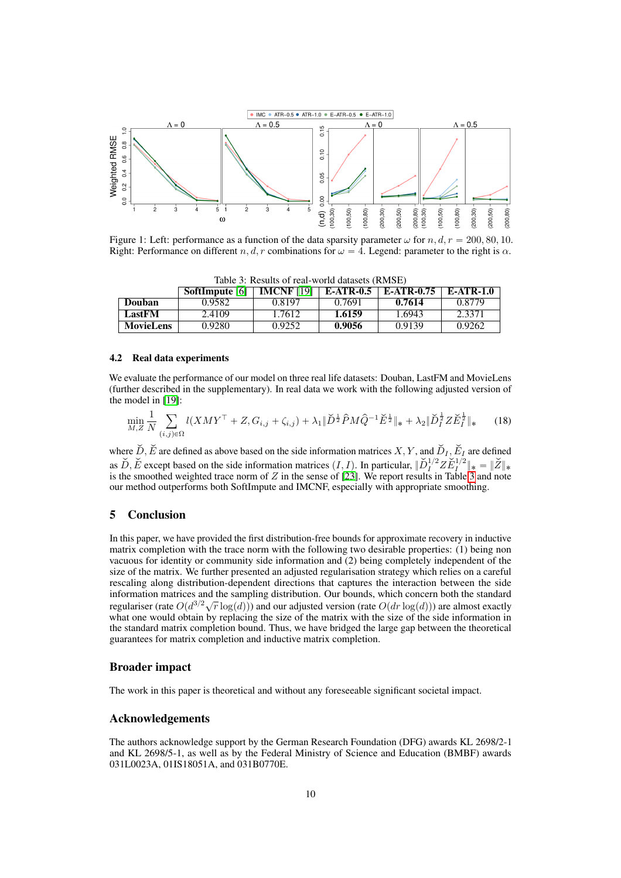Figure 1: Left: performance as a function of the data sparsity parameter $\omega$ for $n, d, r = 200, 80, 10$. Right: Performance on different $n, d, r$ combinations for $\omega = 4$. Legend: parameter to the right is $\alpha$.

Table 3: Results of real-world datasets (RMSE)

| | SoftImpute [6] | IMCNF [19] | E-ATR-0.5 | E-ATR-0.75 | E-ATR-1.0 |
|---|---|---|---|---|---|
| **Douban** | 0.9582 | 0.8197 | 0.7691 | **0.7614** | 0.8779 |
| **LastFM** | 2.4109 | 1.7612 | **1.6159** | 1.6943 | 2.3371 |
| **MovieLens** | 0.9280 | 0.9252 | **0.9056** | 0.9139 | 0.9262 |

### 4.2 Real data experiments

We evaluate the performance of our model on three real life datasets: Douban, LastFM and MovieLens (further described in the supplementary). In real data we work with the following adjusted version of the model in [19]:

$$\min_{M,Z} \frac{1}{N} \sum_{(i,j)\in\Omega} l(XMY^\top + Z, G_{i,j} + \zeta_{i,j}) + \lambda_1 \|\breve{D}^{\frac{1}{2}} \widehat{P} M \widehat{Q}^{-1} \breve{E}^{\frac{1}{2}}\|_* + \lambda_2 \|\breve{D}_I^{\frac{1}{2}} Z \breve{E}_I^{\frac{1}{2}}\|_* \tag{18}$$

where $\breve{D}, \breve{E}$ are defined as above based on the side information matrices $X, Y$, and $\breve{D}_I, \breve{E}_I$ are defined as $\breve{D}, \breve{E}$ except based on the side information matrices $(I, I)$. In particular, $\|\breve{D}_I^{1/2} Z \breve{E}_I^{1/2}\|_* = \|\breve{Z}\|_*$ is the smoothed weighted trace norm of $Z$ in the sense of [23]. We report results in Table 3 and note our method outperforms both SoftImpute and IMCNF, especially with appropriate smoothing.

## 5 Conclusion

In this paper, we have provided the first distribution-free bounds for approximate recovery in inductive matrix completion with the trace norm with the following two desirable properties: (1) being non vacuous for identity or community side information and (2) being completely independent of the size of the matrix. We further presented an adjusted regularisation strategy which relies on a careful rescaling along distribution-dependent directions that captures the interaction between the side information matrices and the sampling distribution. Our bounds, which concern both the standard regulariser (rate $O(d^{3/2}\sqrt{r}\log(d))$) and our adjusted version (rate $O(dr\log(d))$) are almost exactly what one would obtain by replacing the size of the matrix with the size of the side information in the standard matrix completion bound. Thus, we have bridged the large gap between the theoretical guarantees for matrix completion and inductive matrix completion.

## Broader impact

The work in this paper is theoretical and without any foreseeable significant societal impact.

## Acknowledgements

The authors acknowledge support by the German Research Foundation (DFG) awards KL 2698/2-1 and KL 2698/5-1, as well as by the Federal Ministry of Science and Education (BMBF) awards 031L0023A, 01IS18051A, and 031B0770E.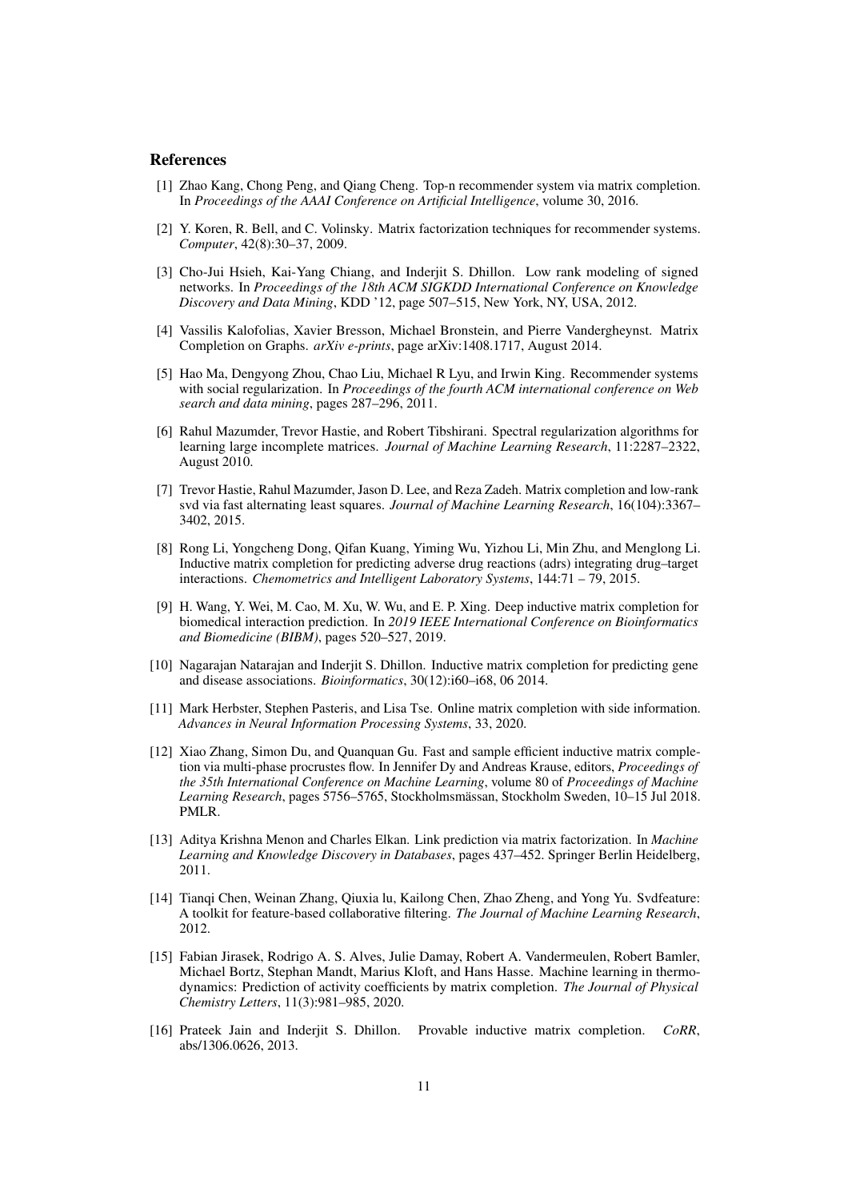## References

[1] Zhao Kang, Chong Peng, and Qiang Cheng. Top-n recommender system via matrix completion. In *Proceedings of the AAAI Conference on Artificial Intelligence*, volume 30, 2016.

[2] Y. Koren, R. Bell, and C. Volinsky. Matrix factorization techniques for recommender systems. *Computer*, 42(8):30–37, 2009.

[3] Cho-Jui Hsieh, Kai-Yang Chiang, and Inderjit S. Dhillon. Low rank modeling of signed networks. In *Proceedings of the 18th ACM SIGKDD International Conference on Knowledge Discovery and Data Mining*, KDD '12, page 507–515, New York, NY, USA, 2012.

[4] Vassilis Kalofolias, Xavier Bresson, Michael Bronstein, and Pierre Vandergheynst. Matrix Completion on Graphs. *arXiv e-prints*, page arXiv:1408.1717, August 2014.

[5] Hao Ma, Dengyong Zhou, Chao Liu, Michael R Lyu, and Irwin King. Recommender systems with social regularization. In *Proceedings of the fourth ACM international conference on Web search and data mining*, pages 287–296, 2011.

[6] Rahul Mazumder, Trevor Hastie, and Robert Tibshirani. Spectral regularization algorithms for learning large incomplete matrices. *Journal of Machine Learning Research*, 11:2287–2322, August 2010.

[7] Trevor Hastie, Rahul Mazumder, Jason D. Lee, and Reza Zadeh. Matrix completion and low-rank svd via fast alternating least squares. *Journal of Machine Learning Research*, 16(104):3367–3402, 2015.

[8] Rong Li, Yongcheng Dong, Qifan Kuang, Yiming Wu, Yizhou Li, Min Zhu, and Menglong Li. Inductive matrix completion for predicting adverse drug reactions (adrs) integrating drug–target interactions. *Chemometrics and Intelligent Laboratory Systems*, 144:71 – 79, 2015.

[9] H. Wang, Y. Wei, M. Cao, M. Xu, W. Wu, and E. P. Xing. Deep inductive matrix completion for biomedical interaction prediction. In *2019 IEEE International Conference on Bioinformatics and Biomedicine (BIBM)*, pages 520–527, 2019.

[10] Nagarajan Natarajan and Inderjit S. Dhillon. Inductive matrix completion for predicting gene and disease associations. *Bioinformatics*, 30(12):i60–i68, 06 2014.

[11] Mark Herbster, Stephen Pasteris, and Lisa Tse. Online matrix completion with side information. *Advances in Neural Information Processing Systems*, 33, 2020.

[12] Xiao Zhang, Simon Du, and Quanquan Gu. Fast and sample efficient inductive matrix completion via multi-phase procrustes flow. In Jennifer Dy and Andreas Krause, editors, *Proceedings of the 35th International Conference on Machine Learning*, volume 80 of *Proceedings of Machine Learning Research*, pages 5756–5765, Stockholmsmässan, Stockholm Sweden, 10–15 Jul 2018. PMLR.

[13] Aditya Krishna Menon and Charles Elkan. Link prediction via matrix factorization. In *Machine Learning and Knowledge Discovery in Databases*, pages 437–452. Springer Berlin Heidelberg, 2011.

[14] Tianqi Chen, Weinan Zhang, Qiuxia lu, Kailong Chen, Zhao Zheng, and Yong Yu. Svdfeature: A toolkit for feature-based collaborative filtering. *The Journal of Machine Learning Research*, 2012.

[15] Fabian Jirasek, Rodrigo A. S. Alves, Julie Damay, Robert A. Vandermeulen, Robert Bamler, Michael Bortz, Stephan Mandt, Marius Kloft, and Hans Hasse. Machine learning in thermodynamics: Prediction of activity coefficients by matrix completion. *The Journal of Physical Chemistry Letters*, 11(3):981–985, 2020.

[16] Prateek Jain and Inderjit S. Dhillon. Provable inductive matrix completion. *CoRR*, abs/1306.0626, 2013.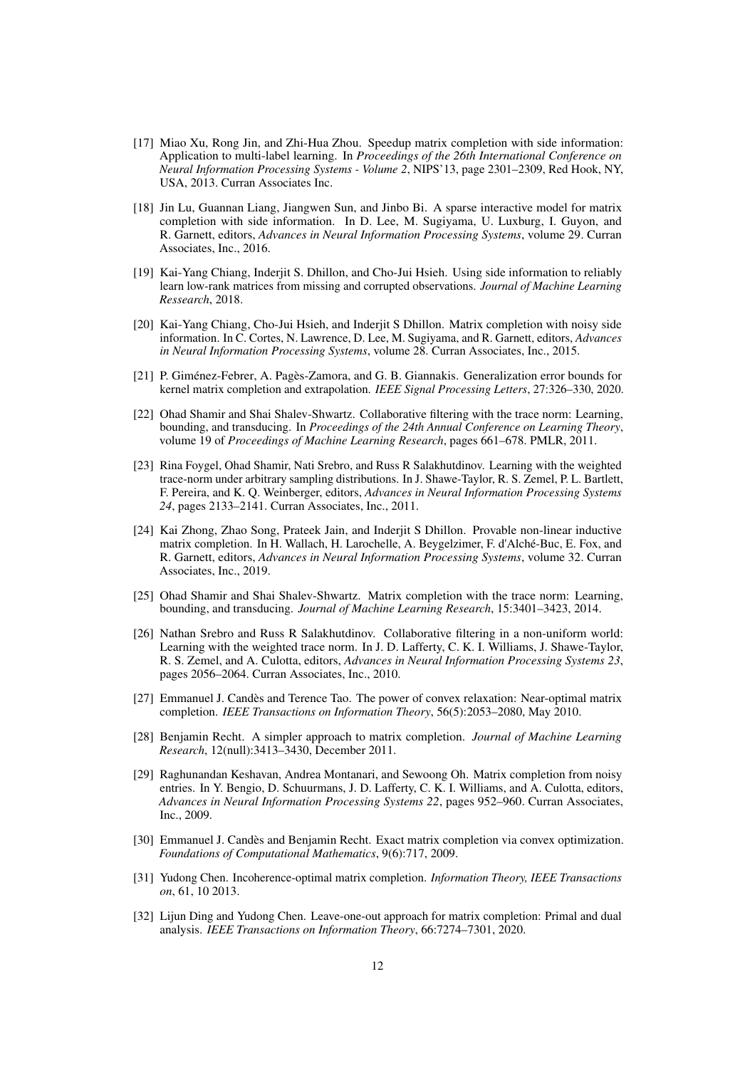[17] Miao Xu, Rong Jin, and Zhi-Hua Zhou. Speedup matrix completion with side information: Application to multi-label learning. In *Proceedings of the 26th International Conference on Neural Information Processing Systems - Volume 2*, NIPS'13, page 2301–2309, Red Hook, NY, USA, 2013. Curran Associates Inc.

[18] Jin Lu, Guannan Liang, Jiangwen Sun, and Jinbo Bi. A sparse interactive model for matrix completion with side information. In D. Lee, M. Sugiyama, U. Luxburg, I. Guyon, and R. Garnett, editors, *Advances in Neural Information Processing Systems*, volume 29. Curran Associates, Inc., 2016.

[19] Kai-Yang Chiang, Inderjit S. Dhillon, and Cho-Jui Hsieh. Using side information to reliably learn low-rank matrices from missing and corrupted observations. *Journal of Machine Learning Ressearch*, 2018.

[20] Kai-Yang Chiang, Cho-Jui Hsieh, and Inderjit S Dhillon. Matrix completion with noisy side information. In C. Cortes, N. Lawrence, D. Lee, M. Sugiyama, and R. Garnett, editors, *Advances in Neural Information Processing Systems*, volume 28. Curran Associates, Inc., 2015.

[21] P. Giménez-Febrer, A. Pagès-Zamora, and G. B. Giannakis. Generalization error bounds for kernel matrix completion and extrapolation. *IEEE Signal Processing Letters*, 27:326–330, 2020.

[22] Ohad Shamir and Shai Shalev-Shwartz. Collaborative filtering with the trace norm: Learning, bounding, and transducing. In *Proceedings of the 24th Annual Conference on Learning Theory*, volume 19 of *Proceedings of Machine Learning Research*, pages 661–678. PMLR, 2011.

[23] Rina Foygel, Ohad Shamir, Nati Srebro, and Russ R Salakhutdinov. Learning with the weighted trace-norm under arbitrary sampling distributions. In J. Shawe-Taylor, R. S. Zemel, P. L. Bartlett, F. Pereira, and K. Q. Weinberger, editors, *Advances in Neural Information Processing Systems 24*, pages 2133–2141. Curran Associates, Inc., 2011.

[24] Kai Zhong, Zhao Song, Prateek Jain, and Inderjit S Dhillon. Provable non-linear inductive matrix completion. In H. Wallach, H. Larochelle, A. Beygelzimer, F. d'Alché-Buc, E. Fox, and R. Garnett, editors, *Advances in Neural Information Processing Systems*, volume 32. Curran Associates, Inc., 2019.

[25] Ohad Shamir and Shai Shalev-Shwartz. Matrix completion with the trace norm: Learning, bounding, and transducing. *Journal of Machine Learning Research*, 15:3401–3423, 2014.

[26] Nathan Srebro and Russ R Salakhutdinov. Collaborative filtering in a non-uniform world: Learning with the weighted trace norm. In J. D. Lafferty, C. K. I. Williams, J. Shawe-Taylor, R. S. Zemel, and A. Culotta, editors, *Advances in Neural Information Processing Systems 23*, pages 2056–2064. Curran Associates, Inc., 2010.

[27] Emmanuel J. Candès and Terence Tao. The power of convex relaxation: Near-optimal matrix completion. *IEEE Transactions on Information Theory*, 56(5):2053–2080, May 2010.

[28] Benjamin Recht. A simpler approach to matrix completion. *Journal of Machine Learning Research*, 12(null):3413–3430, December 2011.

[29] Raghunandan Keshavan, Andrea Montanari, and Sewoong Oh. Matrix completion from noisy entries. In Y. Bengio, D. Schuurmans, J. D. Lafferty, C. K. I. Williams, and A. Culotta, editors, *Advances in Neural Information Processing Systems 22*, pages 952–960. Curran Associates, Inc., 2009.

[30] Emmanuel J. Candès and Benjamin Recht. Exact matrix completion via convex optimization. *Foundations of Computational Mathematics*, 9(6):717, 2009.

[31] Yudong Chen. Incoherence-optimal matrix completion. *Information Theory, IEEE Transactions on*, 61, 10 2013.

[32] Lijun Ding and Yudong Chen. Leave-one-out approach for matrix completion: Primal and dual analysis. *IEEE Transactions on Information Theory*, 66:7274–7301, 2020.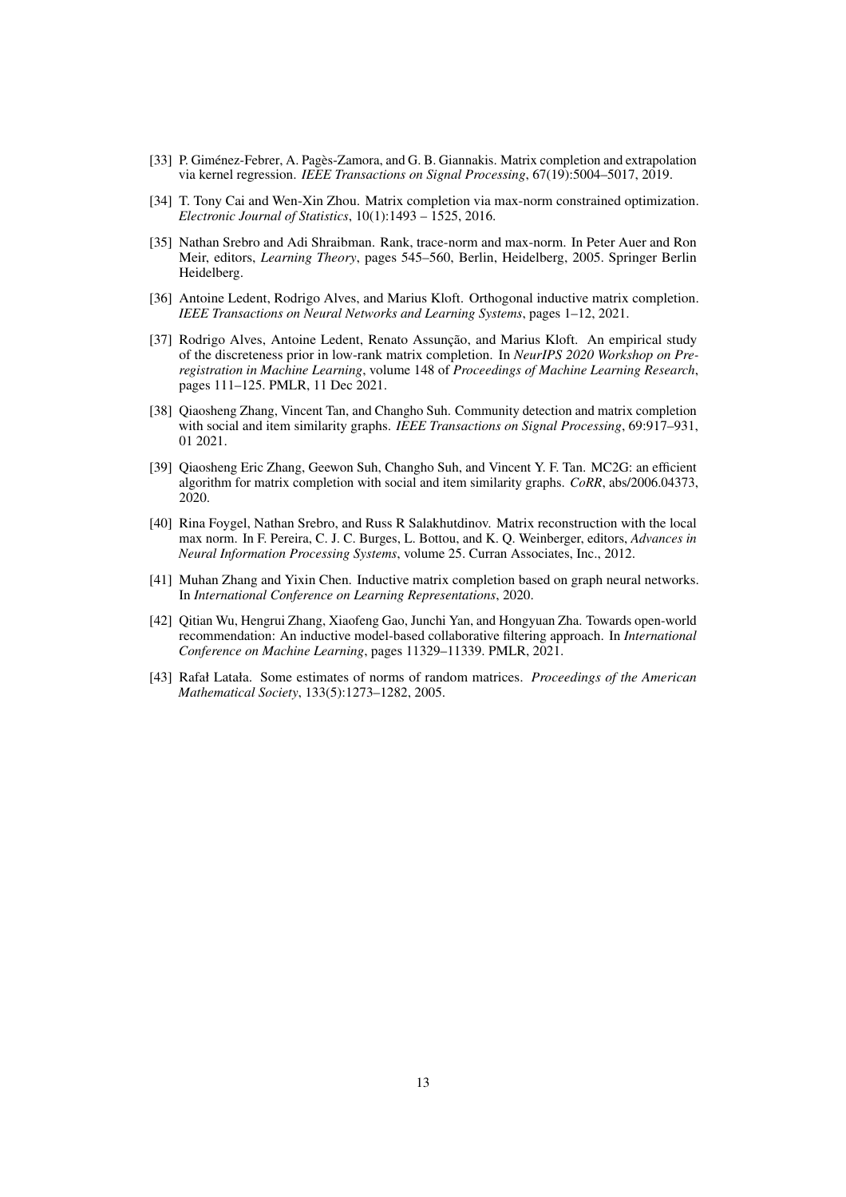[33] P. Giménez-Febrer, A. Pagès-Zamora, and G. B. Giannakis. Matrix completion and extrapolation via kernel regression. *IEEE Transactions on Signal Processing*, 67(19):5004–5017, 2019.

[34] T. Tony Cai and Wen-Xin Zhou. Matrix completion via max-norm constrained optimization. *Electronic Journal of Statistics*, 10(1):1493 – 1525, 2016.

[35] Nathan Srebro and Adi Shraibman. Rank, trace-norm and max-norm. In Peter Auer and Ron Meir, editors, *Learning Theory*, pages 545–560, Berlin, Heidelberg, 2005. Springer Berlin Heidelberg.

[36] Antoine Ledent, Rodrigo Alves, and Marius Kloft. Orthogonal inductive matrix completion. *IEEE Transactions on Neural Networks and Learning Systems*, pages 1–12, 2021.

[37] Rodrigo Alves, Antoine Ledent, Renato Assunção, and Marius Kloft. An empirical study of the discreteness prior in low-rank matrix completion. In *NeurIPS 2020 Workshop on Preregistration in Machine Learning*, volume 148 of *Proceedings of Machine Learning Research*, pages 111–125. PMLR, 11 Dec 2021.

[38] Qiaosheng Zhang, Vincent Tan, and Changho Suh. Community detection and matrix completion with social and item similarity graphs. *IEEE Transactions on Signal Processing*, 69:917–931, 01 2021.

[39] Qiaosheng Eric Zhang, Geewon Suh, Changho Suh, and Vincent Y. F. Tan. MC2G: an efficient algorithm for matrix completion with social and item similarity graphs. *CoRR*, abs/2006.04373, 2020.

[40] Rina Foygel, Nathan Srebro, and Russ R Salakhutdinov. Matrix reconstruction with the local max norm. In F. Pereira, C. J. C. Burges, L. Bottou, and K. Q. Weinberger, editors, *Advances in Neural Information Processing Systems*, volume 25. Curran Associates, Inc., 2012.

[41] Muhan Zhang and Yixin Chen. Inductive matrix completion based on graph neural networks. In *International Conference on Learning Representations*, 2020.

[42] Qitian Wu, Hengrui Zhang, Xiaofeng Gao, Junchi Yan, and Hongyuan Zha. Towards open-world recommendation: An inductive model-based collaborative filtering approach. In *International Conference on Machine Learning*, pages 11329–11339. PMLR, 2021.

[43] Rafał Latała. Some estimates of norms of random matrices. *Proceedings of the American Mathematical Society*, 133(5):1273–1282, 2005.